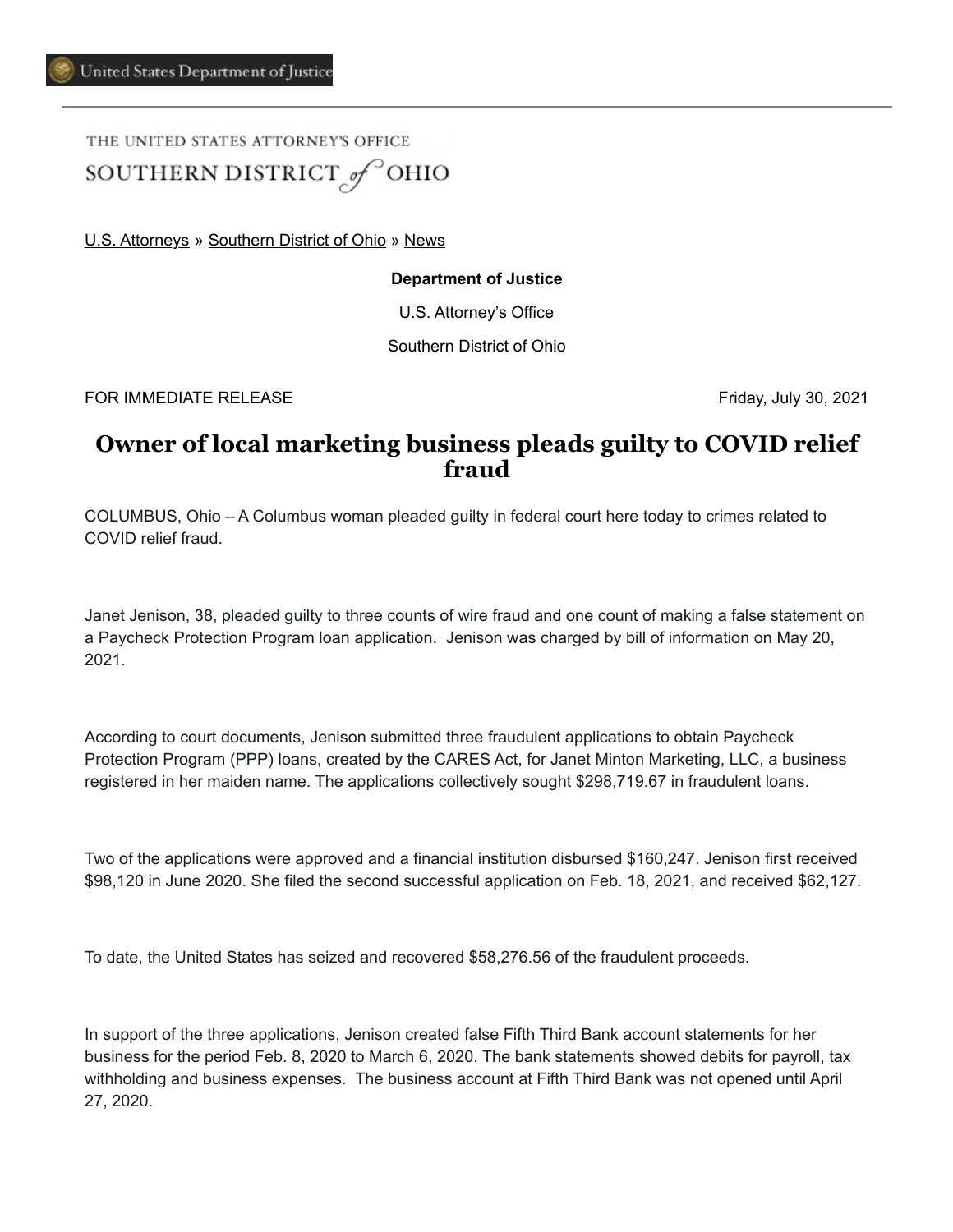United States Department of Justice

THE UNITED STATES ATTORNEY'S OFFICE

SOUTHERN DISTRICT *of* OHIO

U.S. Attorneys » Southern District of Ohio » News

**Department of Justice**

U.S. Attorney's Office

Southern District of Ohio

FOR IMMEDIATE RELEASE Friday, July 30, 2021

# Owner of local marketing business pleads guilty to COVID relief fraud

COLUMBUS, Ohio – A Columbus woman pleaded guilty in federal court here today to crimes related to COVID relief fraud.

Janet Jenison, 38, pleaded guilty to three counts of wire fraud and one count of making a false statement on a Paycheck Protection Program loan application. Jenison was charged by bill of information on May 20, 2021.

According to court documents, Jenison submitted three fraudulent applications to obtain Paycheck Protection Program (PPP) loans, created by the CARES Act, for Janet Minton Marketing, LLC, a business registered in her maiden name. The applications collectively sought $298,719.67 in fraudulent loans.

Two of the applications were approved and a financial institution disbursed $160,247. Jenison first received $98,120 in June 2020. She filed the second successful application on Feb. 18, 2021, and received $62,127.

To date, the United States has seized and recovered $58,276.56 of the fraudulent proceeds.

In support of the three applications, Jenison created false Fifth Third Bank account statements for her business for the period Feb. 8, 2020 to March 6, 2020. The bank statements showed debits for payroll, tax withholding and business expenses. The business account at Fifth Third Bank was not opened until April 27, 2020.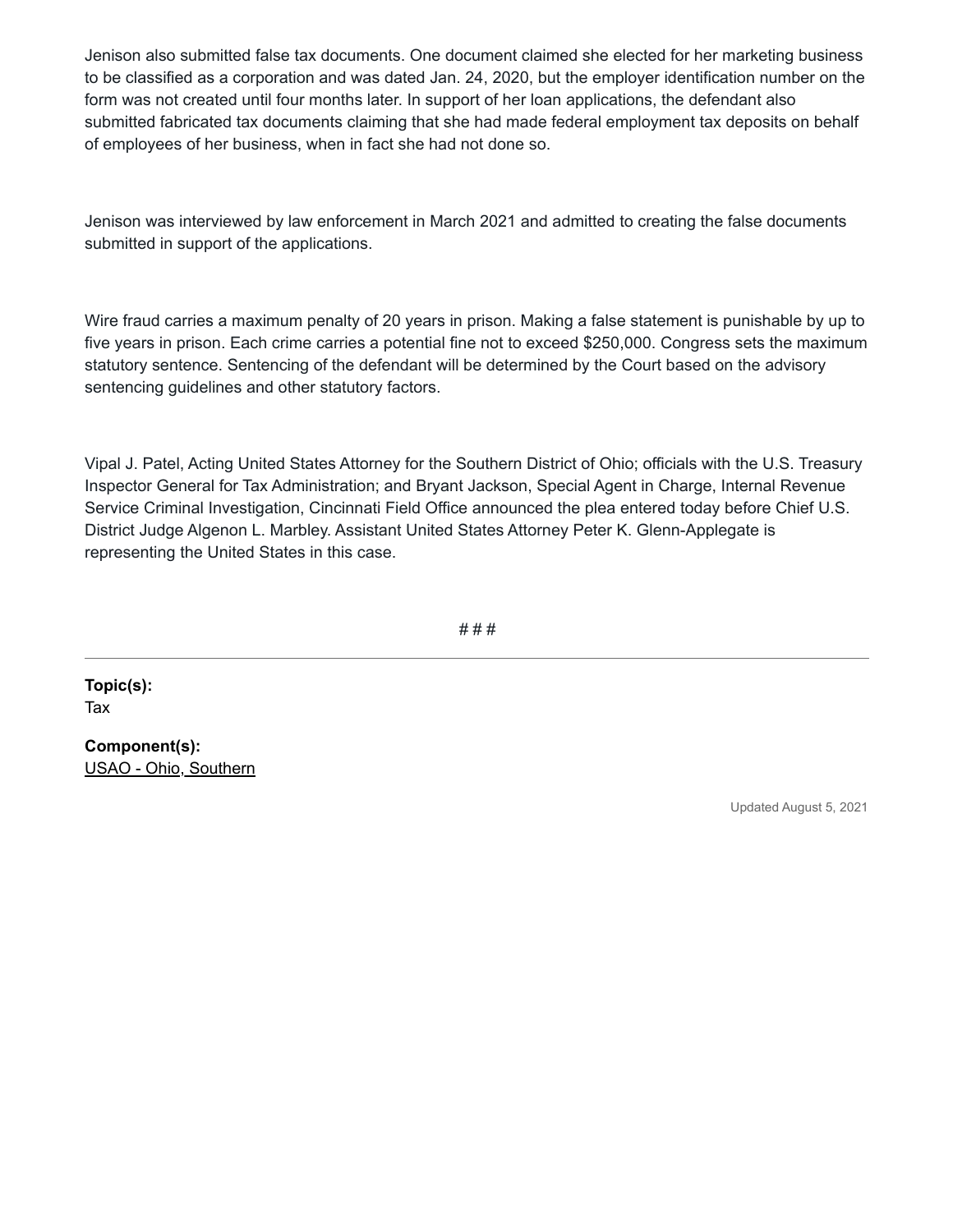Jenison also submitted false tax documents. One document claimed she elected for her marketing business to be classified as a corporation and was dated Jan. 24, 2020, but the employer identification number on the form was not created until four months later. In support of her loan applications, the defendant also submitted fabricated tax documents claiming that she had made federal employment tax deposits on behalf of employees of her business, when in fact she had not done so.

Jenison was interviewed by law enforcement in March 2021 and admitted to creating the false documents submitted in support of the applications.

Wire fraud carries a maximum penalty of 20 years in prison. Making a false statement is punishable by up to five years in prison. Each crime carries a potential fine not to exceed $250,000. Congress sets the maximum statutory sentence. Sentencing of the defendant will be determined by the Court based on the advisory sentencing guidelines and other statutory factors.

Vipal J. Patel, Acting United States Attorney for the Southern District of Ohio; officials with the U.S. Treasury Inspector General for Tax Administration; and Bryant Jackson, Special Agent in Charge, Internal Revenue Service Criminal Investigation, Cincinnati Field Office announced the plea entered today before Chief U.S. District Judge Algenon L. Marbley. Assistant United States Attorney Peter K. Glenn-Applegate is representing the United States in this case.

# # #

---

**Topic(s):**
Tax

**Component(s):**
USAO - Ohio, Southern

Updated August 5, 2021